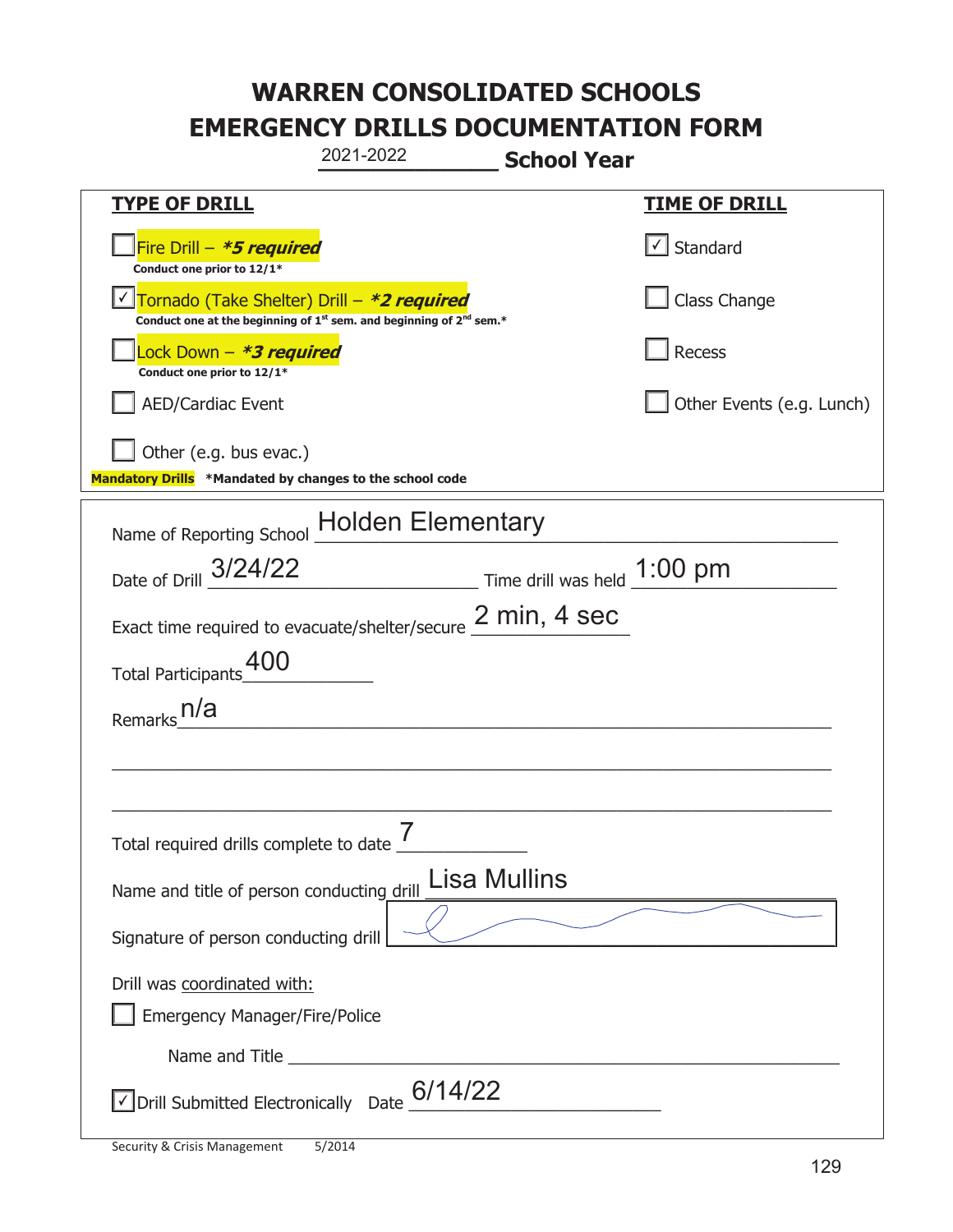# WARREN CONSOLIDATED SCHOOLS
# EMERGENCY DRILLS DOCUMENTATION FORM

2021-2022 **School Year**

| **TYPE OF DRILL** | **TIME OF DRILL** |
|---|---|
| ☐ Fire Drill – ***5 required**<br>**Conduct one prior to 12/1*** | ☑ Standard |
| ☑ Tornado (Take Shelter) Drill – ***2 required**<br>**Conduct one at the beginning of 1st sem. and beginning of 2nd sem.*** | ☐ Class Change |
| ☐ Lock Down – ***3 required**<br>**Conduct one prior to 12/1*** | ☐ Recess |
| ☐ AED/Cardiac Event | ☐ Other Events (e.g. Lunch) |
| ☐ Other (e.g. bus evac.) | |

**Mandatory Drills** ***Mandated by changes to the school code**

Name of Reporting School: Holden Elementary

Date of Drill: 3/24/22 Time drill was held: 1:00 pm

Exact time required to evacuate/shelter/secure: 2 min, 4 sec

Total Participants: 400

Remarks: n/a

Total required drills complete to date: 7

Name and title of person conducting drill: Lisa Mullins

Signature of person conducting drill: [signature]

Drill was coordinated with:

☐ Emergency Manager/Fire/Police

Name and Title ______________________

☑ Drill Submitted Electronically Date: 6/14/22

Security & Crisis Management 5/2014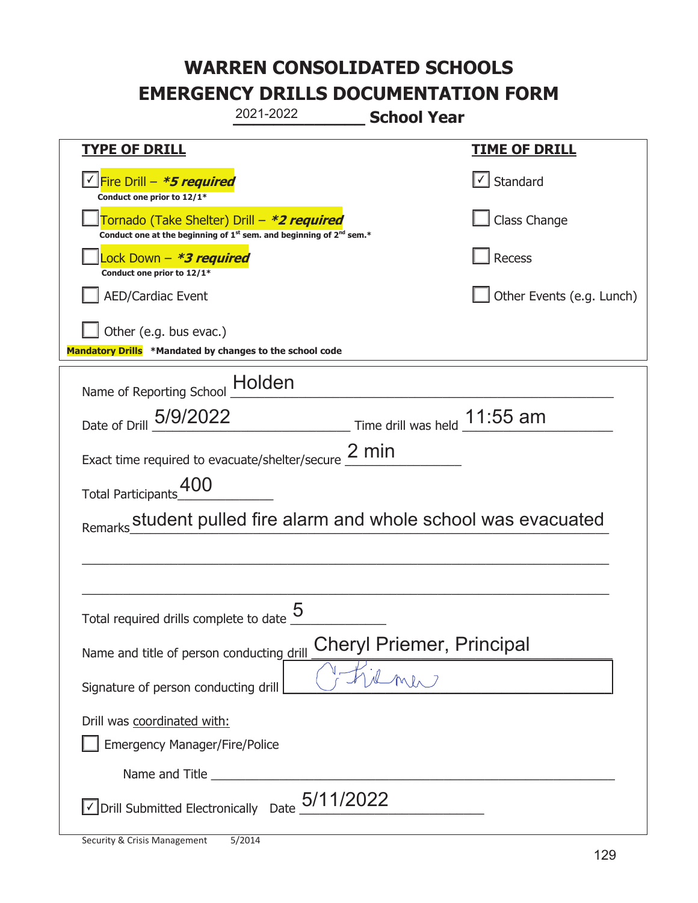# WARREN CONSOLIDATED SCHOOLS
# EMERGENCY DRILLS DOCUMENTATION FORM

2021-2022 **School Year**

| **TYPE OF DRILL** | **TIME OF DRILL** |
|---|---|
| ☑ Fire Drill – ***5 required*** <br> **Conduct one prior to 12/1*** | ☑ Standard |
| ☐ Tornado (Take Shelter) Drill – ***2 required*** <br> **Conduct one at the beginning of 1st sem. and beginning of 2nd sem.*** | ☐ Class Change |
| ☐ Lock Down – ***3 required*** <br> **Conduct one prior to 12/1*** | ☐ Recess |
| ☐ AED/Cardiac Event | ☐ Other Events (e.g. Lunch) |
| ☐ Other (e.g. bus evac.) | |

**Mandatory Drills** **\*Mandated by changes to the school code**

Name of Reporting School: Holden

Date of Drill: 5/9/2022 Time drill was held: 11:55 am

Exact time required to evacuate/shelter/secure: 2 min

Total Participants: 400

Remarks: student pulled fire alarm and whole school was evacuated

Total required drills complete to date: 5

Name and title of person conducting drill: Cheryl Priemer, Principal

Signature of person conducting drill: C Priemer

Drill was coordinated with:

☐ Emergency Manager/Fire/Police

Name and Title: ______________________

☑ Drill Submitted Electronically Date: 5/11/2022

Security & Crisis Management 5/2014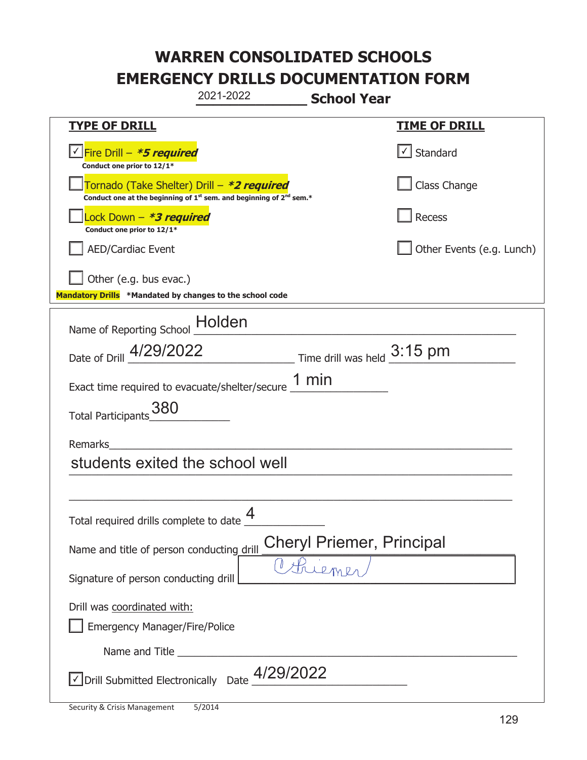# WARREN CONSOLIDATED SCHOOLS
# EMERGENCY DRILLS DOCUMENTATION FORM

2021-2022 **School Year**

| **TYPE OF DRILL** | **TIME OF DRILL** |
|---|---|
| ☑ Fire Drill – ***5 required*** <br> **Conduct one prior to 12/1*** | ☑ Standard |
| ☐ Tornado (Take Shelter) Drill – ***2 required*** <br> **Conduct one at the beginning of 1st sem. and beginning of 2nd sem.*** | ☐ Class Change |
| ☐ Lock Down – ***3 required*** <br> **Conduct one prior to 12/1*** | ☐ Recess |
| ☐ AED/Cardiac Event | ☐ Other Events (e.g. Lunch) |
| ☐ Other (e.g. bus evac.) | |

**Mandatory Drills** ***Mandated by changes to the school code**

Name of Reporting School: Holden

Date of Drill: 4/29/2022 Time drill was held: 3:15 pm

Exact time required to evacuate/shelter/secure: 1 min

Total Participants: 380

Remarks: students exited the school well

Total required drills complete to date: 4

Name and title of person conducting drill: Cheryl Priemer, Principal

Signature of person conducting drill: C Priemer

Drill was coordinated with:

☐ Emergency Manager/Fire/Police

Name and Title: ____________________

☑ Drill Submitted Electronically Date: 4/29/2022

Security & Crisis Management 5/2014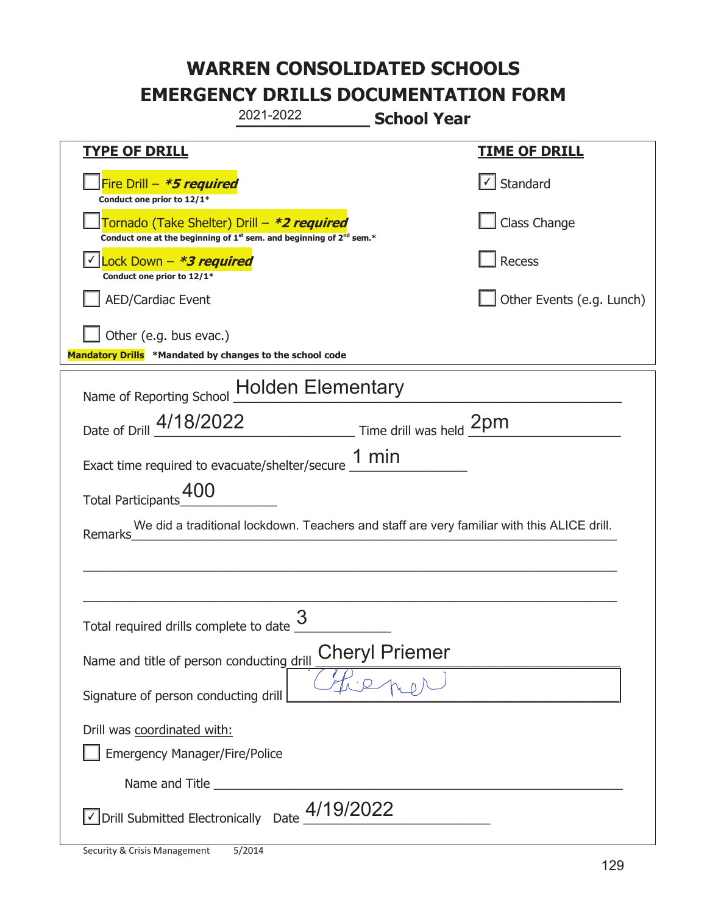# WARREN CONSOLIDATED SCHOOLS
# EMERGENCY DRILLS DOCUMENTATION FORM

2021-2022 **School Year**

| **TYPE OF DRILL** | **TIME OF DRILL** |
|---|---|
| ☐ Fire Drill – ***5 required*** <br> **Conduct one prior to 12/1*** | ☑ Standard |
| ☐ Tornado (Take Shelter) Drill – ***2 required*** <br> **Conduct one at the beginning of 1st sem. and beginning of 2nd sem.*** | ☐ Class Change |
| ☑ Lock Down – ***3 required*** <br> **Conduct one prior to 12/1*** | ☐ Recess |
| ☐ AED/Cardiac Event | ☐ Other Events (e.g. Lunch) |
| ☐ Other (e.g. bus evac.) | |

**Mandatory Drills** **\*Mandated by changes to the school code**

Name of Reporting School: Holden Elementary

Date of Drill: 4/18/2022 Time drill was held: 2pm

Exact time required to evacuate/shelter/secure: 1 min

Total Participants: 400

Remarks: We did a traditional lockdown. Teachers and staff are very familiar with this ALICE drill.

Total required drills complete to date: 3

Name and title of person conducting drill: Cheryl Priemer

Signature of person conducting drill: [signature]

Drill was coordinated with:

☐ Emergency Manager/Fire/Police

Name and Title: ______________________

☑ Drill Submitted Electronically Date: 4/19/2022

Security & Crisis Management 5/2014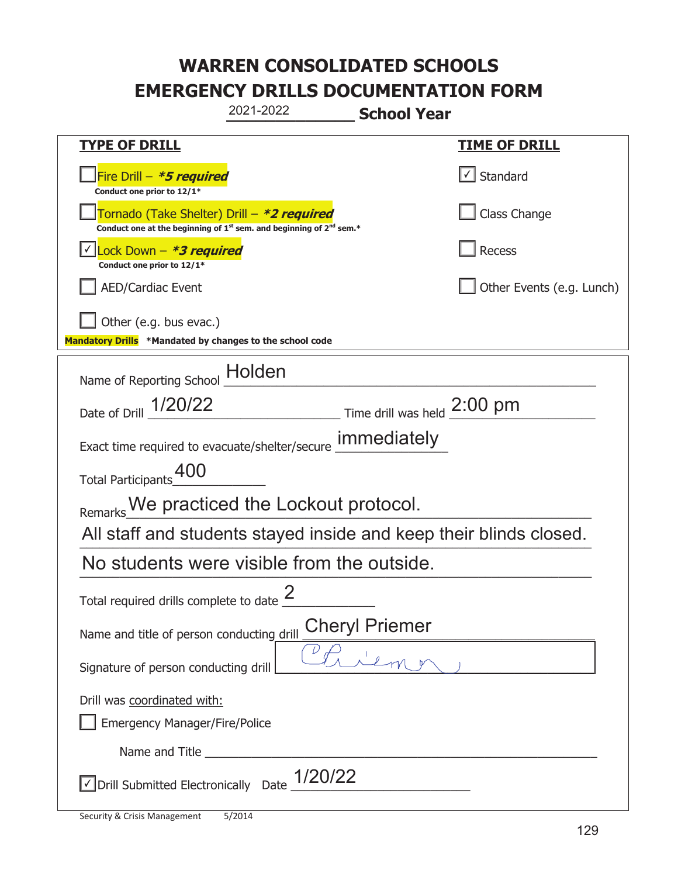# WARREN CONSOLIDATED SCHOOLS
# EMERGENCY DRILLS DOCUMENTATION FORM

2021-2022 **School Year**

| **TYPE OF DRILL** | **TIME OF DRILL** |
|---|---|
| ☐ Fire Drill – ***5 required*** <br> **Conduct one prior to 12/1*** | ☑ Standard |
| ☐ Tornado (Take Shelter) Drill – ***2 required*** <br> **Conduct one at the beginning of 1st sem. and beginning of 2nd sem.*** | ☐ Class Change |
| ☑ Lock Down – ***3 required*** <br> **Conduct one prior to 12/1*** | ☐ Recess |
| ☐ AED/Cardiac Event | ☐ Other Events (e.g. Lunch) |
| ☐ Other (e.g. bus evac.) | |

**Mandatory Drills** **\*Mandated by changes to the school code**

Name of Reporting School: Holden

Date of Drill: 1/20/22 Time drill was held: 2:00 pm

Exact time required to evacuate/shelter/secure: immediately

Total Participants: 400

Remarks: We practiced the Lockout protocol. All staff and students stayed inside and keep their blinds closed. No students were visible from the outside.

Total required drills complete to date: 2

Name and title of person conducting drill: Cheryl Priemer

Signature of person conducting drill: C Priemer

Drill was coordinated with:

☐ Emergency Manager/Fire/Police

Name and Title: ______________________

☑ Drill Submitted Electronically Date: 1/20/22

Security & Crisis Management 5/2014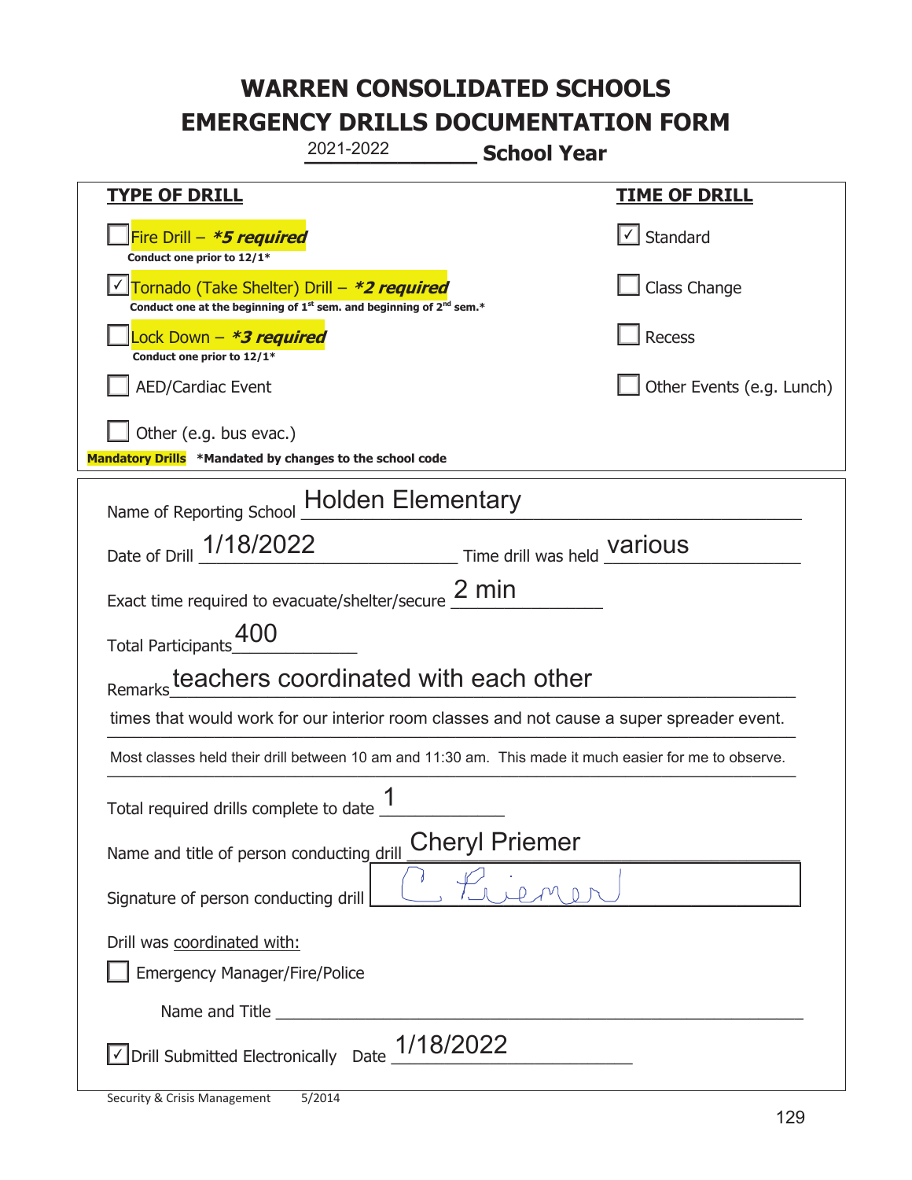# WARREN CONSOLIDATED SCHOOLS
# EMERGENCY DRILLS DOCUMENTATION FORM

2021-2022 **School Year**

| **TYPE OF DRILL** | **TIME OF DRILL** |
|---|---|
| ☐ Fire Drill – ***5 required*** <br> **Conduct one prior to 12/1*** | ☑ Standard |
| ☑ Tornado (Take Shelter) Drill – ***2 required*** <br> **Conduct one at the beginning of 1st sem. and beginning of 2nd sem.*** | ☐ Class Change |
| ☐ Lock Down – ***3 required*** <br> **Conduct one prior to 12/1*** | ☐ Recess |
| ☐ AED/Cardiac Event | ☐ Other Events (e.g. Lunch) |
| ☐ Other (e.g. bus evac.) | |

**Mandatory Drills** **\*Mandated by changes to the school code**

Name of Reporting School: Holden Elementary

Date of Drill: 1/18/2022 Time drill was held: various

Exact time required to evacuate/shelter/secure: 2 min

Total Participants: 400

Remarks: teachers coordinated with each other times that would work for our interior room classes and not cause a super spreader event. Most classes held their drill between 10 am and 11:30 am. This made it much easier for me to observe.

Total required drills complete to date: 1

Name and title of person conducting drill: Cheryl Priemer

Signature of person conducting drill: C Priemer

Drill was coordinated with:

☐ Emergency Manager/Fire/Police

Name and Title ______________________

☑ Drill Submitted Electronically Date: 1/18/2022

Security & Crisis Management 5/2014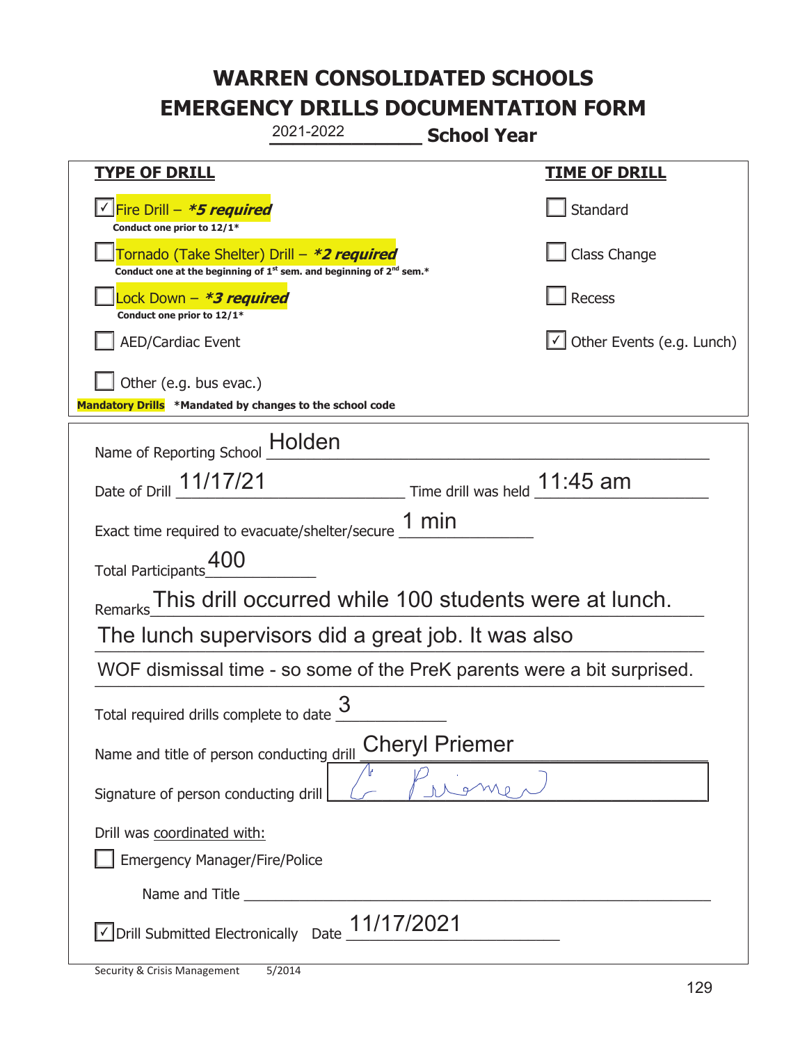# WARREN CONSOLIDATED SCHOOLS
# EMERGENCY DRILLS DOCUMENTATION FORM

2021-2022 **School Year**

| **TYPE OF DRILL** | **TIME OF DRILL** |
|---|---|
| ☑ Fire Drill – ***5 required*** <br> **Conduct one prior to 12/1*** | ☐ Standard |
| ☐ Tornado (Take Shelter) Drill – ***2 required*** <br> **Conduct one at the beginning of 1st sem. and beginning of 2nd sem.*** | ☐ Class Change |
| ☐ Lock Down – ***3 required*** <br> **Conduct one prior to 12/1*** | ☐ Recess |
| ☐ AED/Cardiac Event | ☑ Other Events (e.g. Lunch) |
| ☐ Other (e.g. bus evac.) | |

**Mandatory Drills** ***Mandated by changes to the school code**

Name of Reporting School: Holden

Date of Drill: 11/17/21 Time drill was held: 11:45 am

Exact time required to evacuate/shelter/secure: 1 min

Total Participants: 400

Remarks: This drill occurred while 100 students were at lunch. The lunch supervisors did a great job. It was also WOF dismissal time - so some of the PreK parents were a bit surprised.

Total required drills complete to date: 3

Name and title of person conducting drill: Cheryl Priemer

Signature of person conducting drill: C Priemer

Drill was coordinated with:

☐ Emergency Manager/Fire/Police

Name and Title: ______

☑ Drill Submitted Electronically Date: 11/17/2021

Security & Crisis Management 5/2014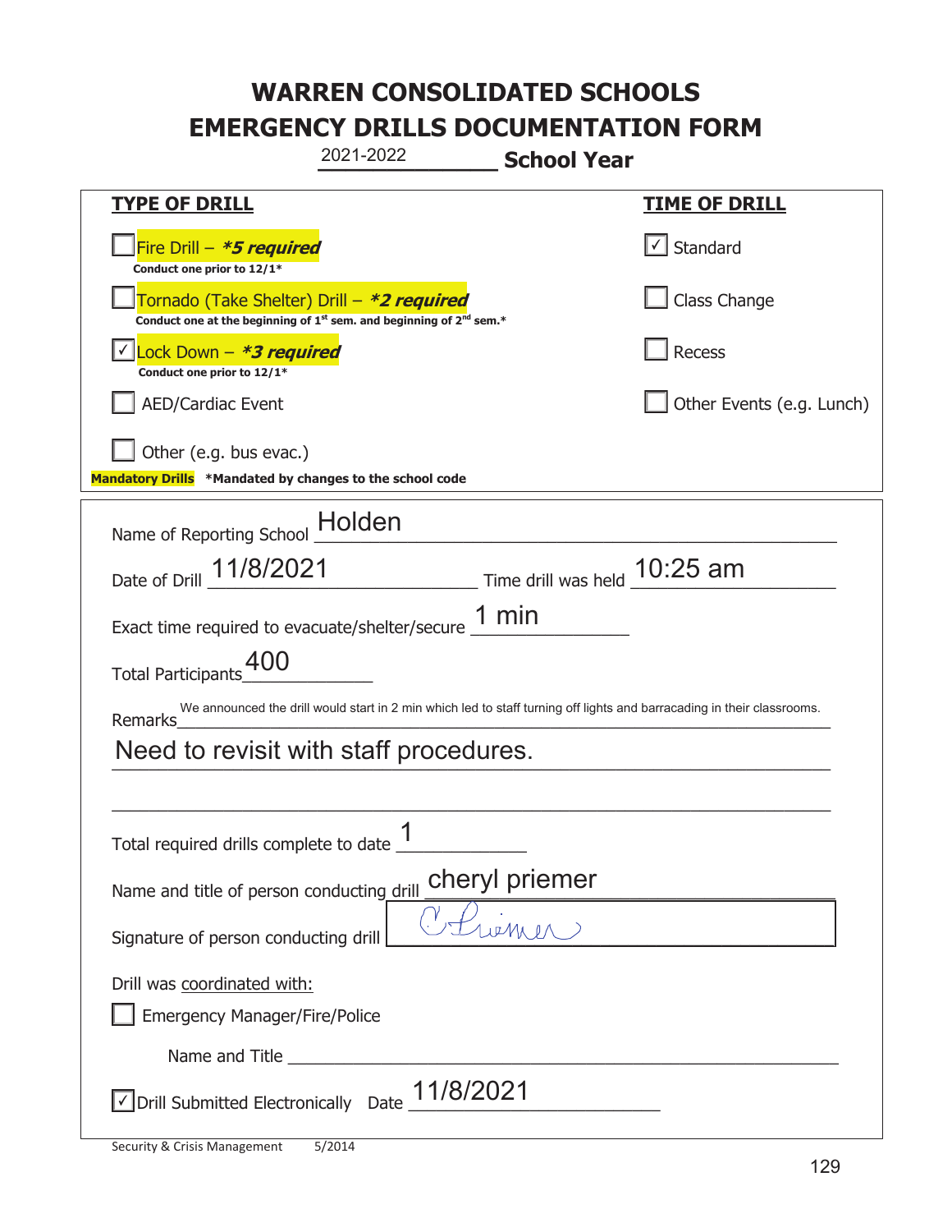# WARREN CONSOLIDATED SCHOOLS
# EMERGENCY DRILLS DOCUMENTATION FORM

2021-2022 **School Year**

**TYPE OF DRILL**

- ☐ Fire Drill – ***5 required***
  **Conduct one prior to 12/1***
- ☐ Tornado (Take Shelter) Drill – ***2 required***
  **Conduct one at the beginning of 1st sem. and beginning of 2nd sem.***
- ☑ Lock Down – ***3 required***
  **Conduct one prior to 12/1***
- ☐ AED/Cardiac Event
- ☐ Other (e.g. bus evac.)

**Mandatory Drills** ***Mandated by changes to the school code**

**TIME OF DRILL**

- ☑ Standard
- ☐ Class Change
- ☐ Recess
- ☐ Other Events (e.g. Lunch)

Name of Reporting School: Holden

Date of Drill: 11/8/2021 Time drill was held: 10:25 am

Exact time required to evacuate/shelter/secure: 1 min

Total Participants: 400

Remarks: We announced the drill would start in 2 min which led to staff turning off lights and barracading in their classrooms. Need to revisit with staff procedures.

Total required drills complete to date: 1

Name and title of person conducting drill: cheryl priemer

Signature of person conducting drill: C Priemer

Drill was coordinated with:

- ☐ Emergency Manager/Fire/Police

  Name and Title ______

☑ Drill Submitted Electronically Date: 11/8/2021

Security & Crisis Management 5/2014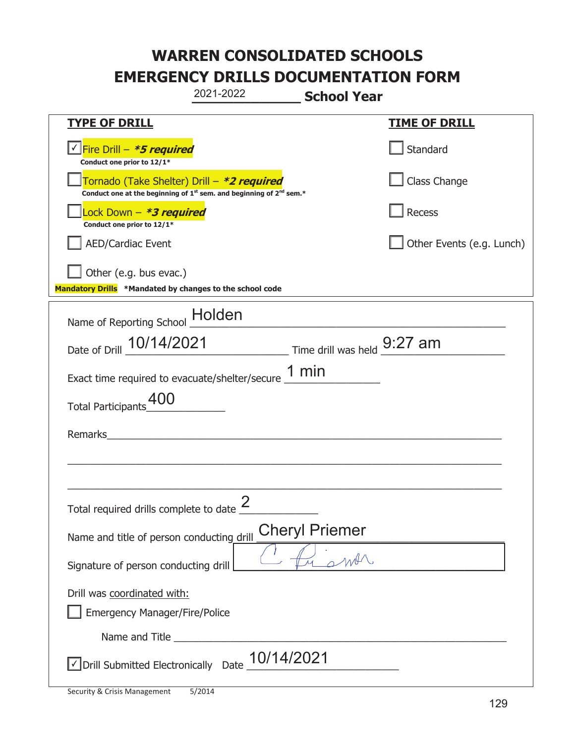# WARREN CONSOLIDATED SCHOOLS
# EMERGENCY DRILLS DOCUMENTATION FORM

2021-2022 **School Year**

| **TYPE OF DRILL** | **TIME OF DRILL** |
|---|---|
| ☑ Fire Drill – ***5 required*** <br> **Conduct one prior to 12/1*** | ☐ Standard |
| ☐ Tornado (Take Shelter) Drill – ***2 required*** <br> **Conduct one at the beginning of 1st sem. and beginning of 2nd sem.*** | ☐ Class Change |
| ☐ Lock Down – ***3 required*** <br> **Conduct one prior to 12/1*** | ☐ Recess |
| ☐ AED/Cardiac Event | ☐ Other Events (e.g. Lunch) |
| ☐ Other (e.g. bus evac.) | |

**Mandatory Drills** **\*Mandated by changes to the school code**

Name of Reporting School: Holden

Date of Drill: 10/14/2021 Time drill was held: 9:27 am

Exact time required to evacuate/shelter/secure: 1 min

Total Participants: 400

Remarks: ____________________

Total required drills complete to date: 2

Name and title of person conducting drill: Cheryl Priemer

Signature of person conducting drill: C. Priemer

Drill was coordinated with:

☐ Emergency Manager/Fire/Police

Name and Title ____________________

☑ Drill Submitted Electronically Date: 10/14/2021

Security & Crisis Management 5/2014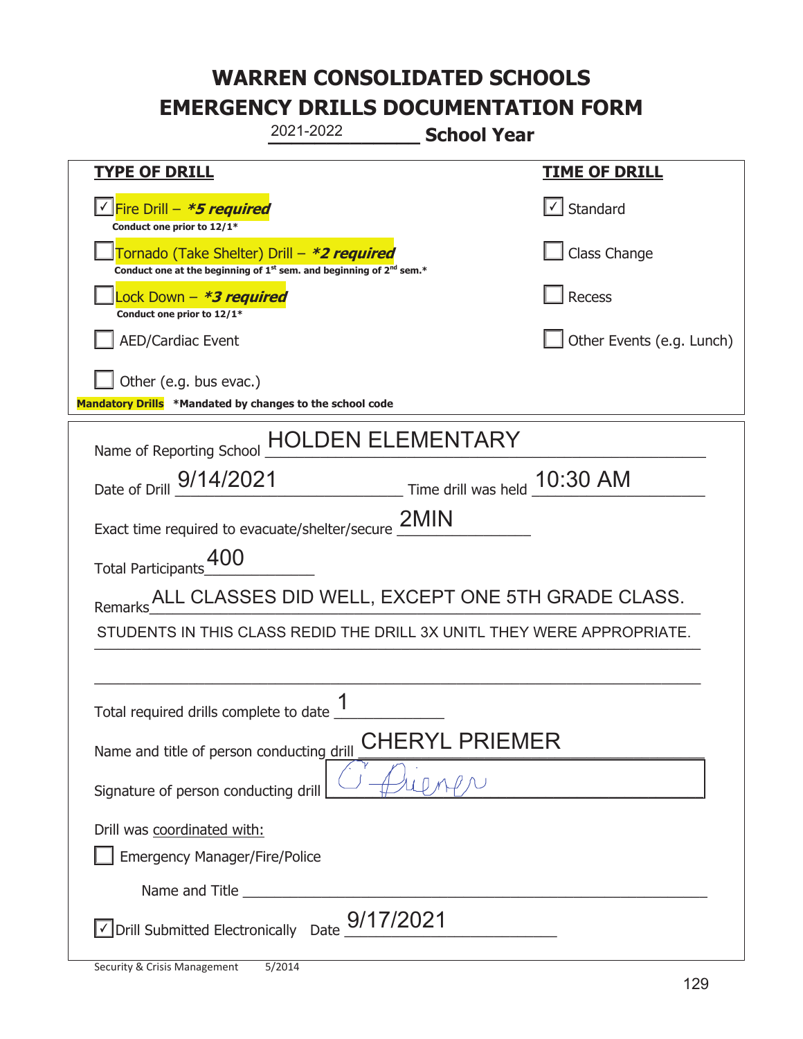# WARREN CONSOLIDATED SCHOOLS
# EMERGENCY DRILLS DOCUMENTATION FORM

2021-2022 **School Year**

| **TYPE OF DRILL** | **TIME OF DRILL** |
|---|---|
| ☑ Fire Drill – ***5 required*** <br> **Conduct one prior to 12/1*** | ☑ Standard |
| ☐ Tornado (Take Shelter) Drill – ***2 required*** <br> **Conduct one at the beginning of 1st sem. and beginning of 2nd sem.*** | ☐ Class Change |
| ☐ Lock Down – ***3 required*** <br> **Conduct one prior to 12/1*** | ☐ Recess |
| ☐ AED/Cardiac Event | ☐ Other Events (e.g. Lunch) |
| ☐ Other (e.g. bus evac.) | |

**Mandatory Drills** ***Mandated by changes to the school code**

Name of Reporting School: HOLDEN ELEMENTARY

Date of Drill: 9/14/2021 Time drill was held: 10:30 AM

Exact time required to evacuate/shelter/secure: 2MIN

Total Participants: 400

Remarks: ALL CLASSES DID WELL, EXCEPT ONE 5TH GRADE CLASS.
STUDENTS IN THIS CLASS REDID THE DRILL 3X UNITL THEY WERE APPROPRIATE.

Total required drills complete to date: 1

Name and title of person conducting drill: CHERYL PRIEMER

Signature of person conducting drill: C Priemer

Drill was coordinated with:

☐ Emergency Manager/Fire/Police

Name and Title ______________________

☑ Drill Submitted Electronically Date: 9/17/2021

Security & Crisis Management 5/2014